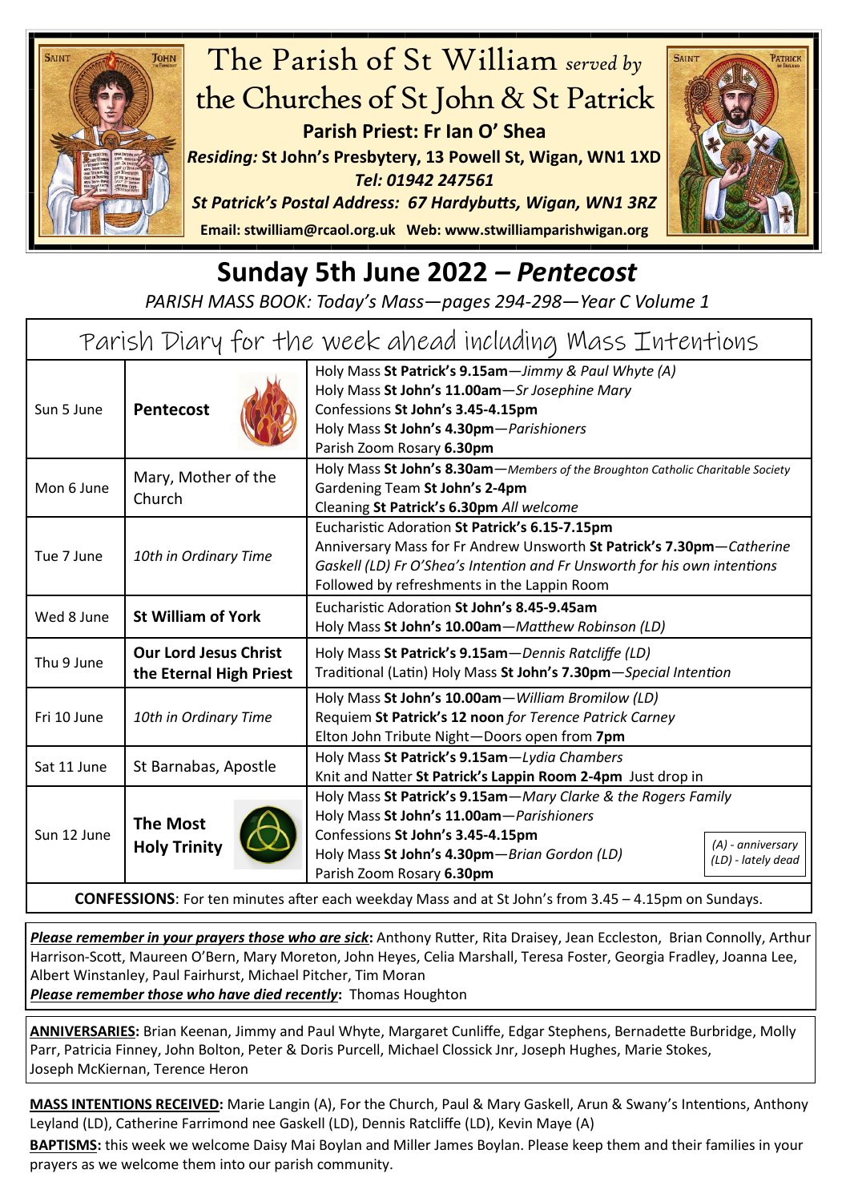# The Parish of St William *served by* the Churches of St John & St Patrick

**Parish Priest: Fr Ian O' Shea**

***Residing:* St John's Presbytery, 13 Powell St, Wigan, WN1 1XD**

***Tel: 01942 247561***

***St Patrick's Postal Address: 67 Hardybutts, Wigan, WN1 3RZ***

**Email: stwilliam@rcaol.org.uk Web: www.stwilliamparishwigan.org**

## Sunday 5th June 2022 – *Pentecost*

*PARISH MASS BOOK: Today's Mass—pages 294-298—Year C Volume 1*

### Parish Diary for the week ahead including Mass Intentions

| | | |
|---|---|---|
| Sun 5 June | **Pentecost** | Holy Mass **St Patrick's 9.15am**—*Jimmy & Paul Whyte (A)*<br>Holy Mass **St John's 11.00am**—*Sr Josephine Mary*<br>Confessions **St John's 3.45-4.15pm**<br>Holy Mass **St John's 4.30pm**—*Parishioners*<br>Parish Zoom Rosary **6.30pm** |
| Mon 6 June | Mary, Mother of the Church | Holy Mass **St John's 8.30am**—*Members of the Broughton Catholic Charitable Society*<br>Gardening Team **St John's 2-4pm**<br>Cleaning **St Patrick's 6.30pm** *All welcome* |
| Tue 7 June | *10th in Ordinary Time* | Eucharistic Adoration **St Patrick's 6.15-7.15pm**<br>Anniversary Mass for Fr Andrew Unsworth **St Patrick's 7.30pm**—*Catherine Gaskell (LD) Fr O'Shea's Intention and Fr Unsworth for his own intentions*<br>Followed by refreshments in the Lappin Room |
| Wed 8 June | **St William of York** | Eucharistic Adoration **St John's 8.45-9.45am**<br>Holy Mass **St John's 10.00am**—*Matthew Robinson (LD)* |
| Thu 9 June | **Our Lord Jesus Christ the Eternal High Priest** | Holy Mass **St Patrick's 9.15am**—*Dennis Ratcliffe (LD)*<br>Traditional (Latin) Holy Mass **St John's 7.30pm**—*Special Intention* |
| Fri 10 June | *10th in Ordinary Time* | Holy Mass **St John's 10.00am**—*William Bromilow (LD)*<br>Requiem **St Patrick's 12 noon** *for Terence Patrick Carney*<br>Elton John Tribute Night—Doors open from **7pm** |
| Sat 11 June | St Barnabas, Apostle | Holy Mass **St Patrick's 9.15am**—*Lydia Chambers*<br>Knit and Natter **St Patrick's Lappin Room 2-4pm** Just drop in |
| Sun 12 June | **The Most Holy Trinity** | Holy Mass **St Patrick's 9.15am**—*Mary Clarke & the Rogers Family*<br>Holy Mass **St John's 11.00am**—*Parishioners*<br>Confessions **St John's 3.45-4.15pm**<br>Holy Mass **St John's 4.30pm**—*Brian Gordon (LD)*<br>Parish Zoom Rosary **6.30pm** |

*(A) - anniversary (LD) - lately dead*

**CONFESSIONS**: For ten minutes after each weekday Mass and at St John's from 3.45 – 4.15pm on Sundays.

***Please remember in your prayers those who are sick*:** Anthony Rutter, Rita Draisey, Jean Eccleston, Brian Connolly, Arthur Harrison-Scott, Maureen O'Bern, Mary Moreton, John Heyes, Celia Marshall, Teresa Foster, Georgia Fradley, Joanna Lee, Albert Winstanley, Paul Fairhurst, Michael Pitcher, Tim Moran

***Please remember those who have died recently*:** Thomas Houghton

**ANNIVERSARIES:** Brian Keenan, Jimmy and Paul Whyte, Margaret Cunliffe, Edgar Stephens, Bernadette Burbridge, Molly Parr, Patricia Finney, John Bolton, Peter & Doris Purcell, Michael Clossick Jnr, Joseph Hughes, Marie Stokes, Joseph McKiernan, Terence Heron

**MASS INTENTIONS RECEIVED:** Marie Langin (A), For the Church, Paul & Mary Gaskell, Arun & Swany's Intentions, Anthony Leyland (LD), Catherine Farrimond nee Gaskell (LD), Dennis Ratcliffe (LD), Kevin Maye (A)

**BAPTISMS:** this week we welcome Daisy Mai Boylan and Miller James Boylan. Please keep them and their families in your prayers as we welcome them into our parish community.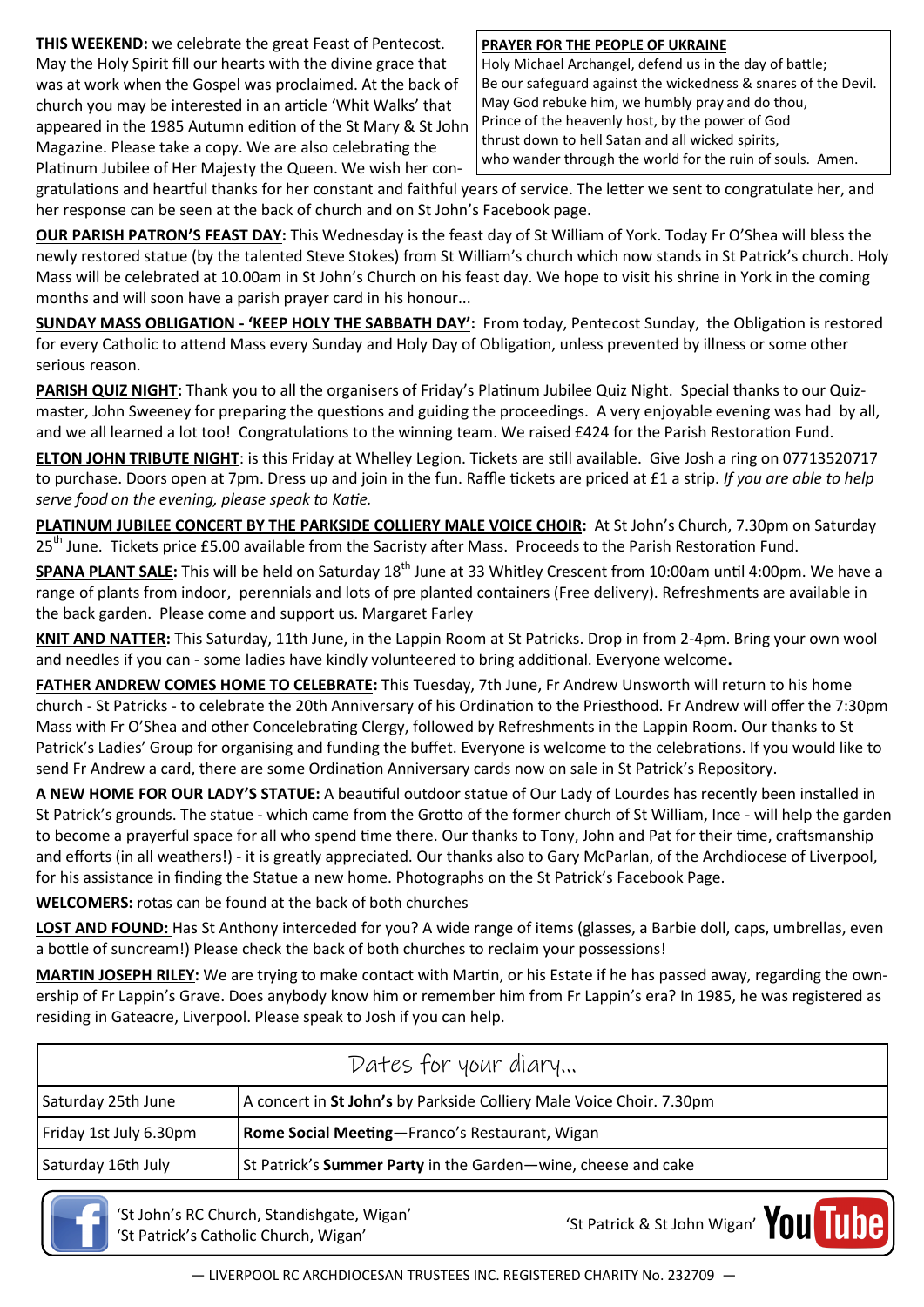**THIS WEEKEND:** we celebrate the great Feast of Pentecost. May the Holy Spirit fill our hearts with the divine grace that was at work when the Gospel was proclaimed. At the back of church you may be interested in an article 'Whit Walks' that appeared in the 1985 Autumn edition of the St Mary & St John Magazine. Please take a copy. We are also celebrating the Platinum Jubilee of Her Majesty the Queen. We wish her congratulations and heartful thanks for her constant and faithful years of service. The letter we sent to congratulate her, and her response can be seen at the back of church and on St John's Facebook page.

**PRAYER FOR THE PEOPLE OF UKRAINE**

Holy Michael Archangel, defend us in the day of battle;
Be our safeguard against the wickedness & snares of the Devil.
May God rebuke him, we humbly pray and do thou,
Prince of the heavenly host, by the power of God
thrust down to hell Satan and all wicked spirits,
who wander through the world for the ruin of souls. Amen.

**OUR PARISH PATRON'S FEAST DAY:** This Wednesday is the feast day of St William of York. Today Fr O'Shea will bless the newly restored statue (by the talented Steve Stokes) from St William's church which now stands in St Patrick's church. Holy Mass will be celebrated at 10.00am in St John's Church on his feast day. We hope to visit his shrine in York in the coming months and will soon have a parish prayer card in his honour...

**SUNDAY MASS OBLIGATION - 'KEEP HOLY THE SABBATH DAY':** From today, Pentecost Sunday, the Obligation is restored for every Catholic to attend Mass every Sunday and Holy Day of Obligation, unless prevented by illness or some other serious reason.

**PARISH QUIZ NIGHT:** Thank you to all the organisers of Friday's Platinum Jubilee Quiz Night. Special thanks to our Quiz-master, John Sweeney for preparing the questions and guiding the proceedings. A very enjoyable evening was had by all, and we all learned a lot too! Congratulations to the winning team. We raised £424 for the Parish Restoration Fund.

**ELTON JOHN TRIBUTE NIGHT**: is this Friday at Whelley Legion. Tickets are still available. Give Josh a ring on 07713520717 to purchase. Doors open at 7pm. Dress up and join in the fun. Raffle tickets are priced at £1 a strip. *If you are able to help serve food on the evening, please speak to Katie.*

**PLATINUM JUBILEE CONCERT BY THE PARKSIDE COLLIERY MALE VOICE CHOIR:** At St John's Church, 7.30pm on Saturday 25th June. Tickets price £5.00 available from the Sacristy after Mass. Proceeds to the Parish Restoration Fund.

**SPANA PLANT SALE:** This will be held on Saturday 18th June at 33 Whitley Crescent from 10:00am until 4:00pm. We have a range of plants from indoor, perennials and lots of pre planted containers (Free delivery). Refreshments are available in the back garden. Please come and support us. Margaret Farley

**KNIT AND NATTER:** This Saturday, 11th June, in the Lappin Room at St Patricks. Drop in from 2-4pm. Bring your own wool and needles if you can - some ladies have kindly volunteered to bring additional. Everyone welcome**.**

**FATHER ANDREW COMES HOME TO CELEBRATE:** This Tuesday, 7th June, Fr Andrew Unsworth will return to his home church - St Patricks - to celebrate the 20th Anniversary of his Ordination to the Priesthood. Fr Andrew will offer the 7:30pm Mass with Fr O'Shea and other Concelebrating Clergy, followed by Refreshments in the Lappin Room. Our thanks to St Patrick's Ladies' Group for organising and funding the buffet. Everyone is welcome to the celebrations. If you would like to send Fr Andrew a card, there are some Ordination Anniversary cards now on sale in St Patrick's Repository.

**A NEW HOME FOR OUR LADY'S STATUE:** A beautiful outdoor statue of Our Lady of Lourdes has recently been installed in St Patrick's grounds. The statue - which came from the Grotto of the former church of St William, Ince - will help the garden to become a prayerful space for all who spend time there. Our thanks to Tony, John and Pat for their time, craftsmanship and efforts (in all weathers!) - it is greatly appreciated. Our thanks also to Gary McParlan, of the Archdiocese of Liverpool, for his assistance in finding the Statue a new home. Photographs on the St Patrick's Facebook Page.

**WELCOMERS:** rotas can be found at the back of both churches

**LOST AND FOUND:** Has St Anthony interceded for you? A wide range of items (glasses, a Barbie doll, caps, umbrellas, even a bottle of suncream!) Please check the back of both churches to reclaim your possessions!

**MARTIN JOSEPH RILEY:** We are trying to make contact with Martin, or his Estate if he has passed away, regarding the ownership of Fr Lappin's Grave. Does anybody know him or remember him from Fr Lappin's era? In 1985, he was registered as residing in Gateacre, Liverpool. Please speak to Josh if you can help.

## Dates for your diary...

| | |
|---|---|
| Saturday 25th June | A concert in **St John's** by Parkside Colliery Male Voice Choir. 7.30pm |
| Friday 1st July 6.30pm | **Rome Social Meeting**—Franco's Restaurant, Wigan |
| Saturday 16th July | St Patrick's **Summer Party** in the Garden—wine, cheese and cake |

'St John's RC Church, Standishgate, Wigan'
'St Patrick's Catholic Church, Wigan'

'St Patrick & St John Wigan' YouTube

— LIVERPOOL RC ARCHDIOCESAN TRUSTEES INC. REGISTERED CHARITY No. 232709 —